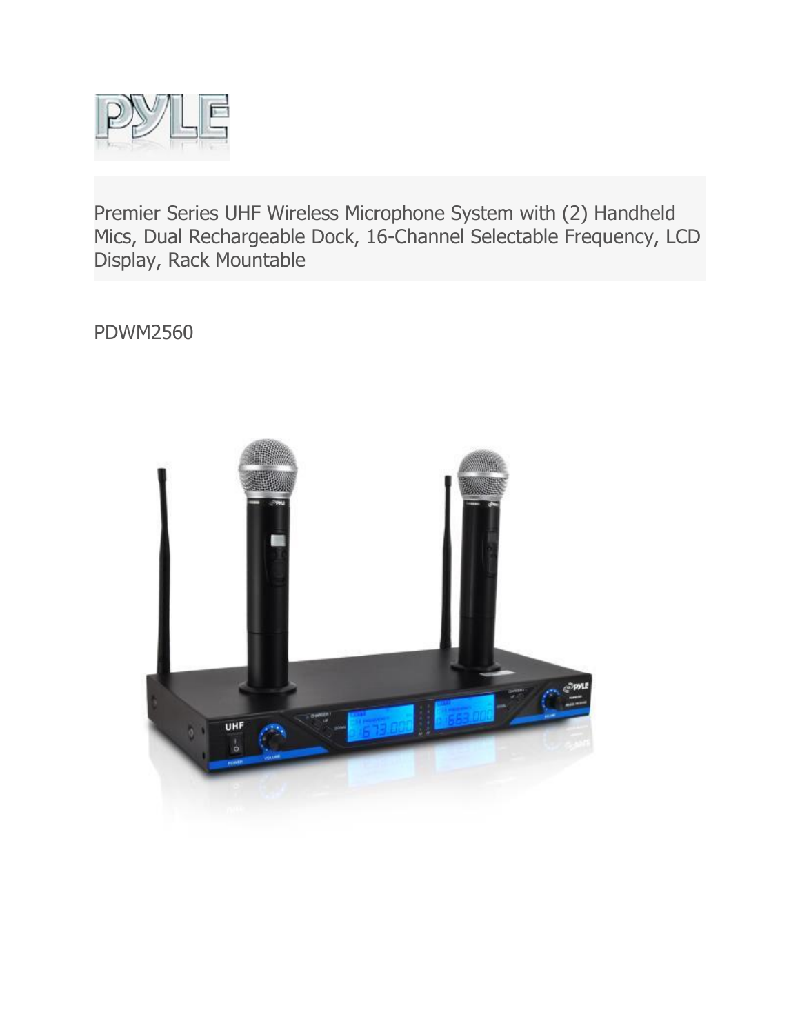Premier Series UHF Wireless Microphone System with (2) Handheld Mics, Dual Rechargeable Dock, 16-Channel Selectable Frequency, LCD Display, Rack Mountable

PDWM2560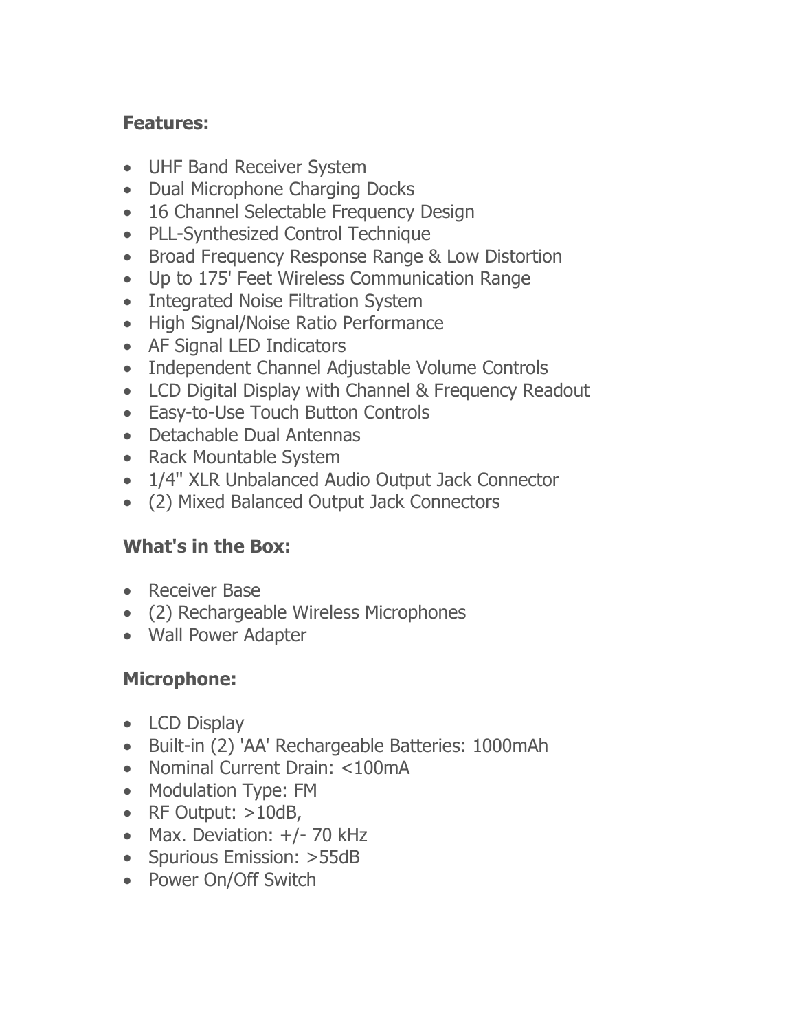**Features:**

- UHF Band Receiver System
- Dual Microphone Charging Docks
- 16 Channel Selectable Frequency Design
- PLL-Synthesized Control Technique
- Broad Frequency Response Range & Low Distortion
- Up to 175' Feet Wireless Communication Range
- Integrated Noise Filtration System
- High Signal/Noise Ratio Performance
- AF Signal LED Indicators
- Independent Channel Adjustable Volume Controls
- LCD Digital Display with Channel & Frequency Readout
- Easy-to-Use Touch Button Controls
- Detachable Dual Antennas
- Rack Mountable System
- 1/4'' XLR Unbalanced Audio Output Jack Connector
- (2) Mixed Balanced Output Jack Connectors

**What's in the Box:**

- Receiver Base
- (2) Rechargeable Wireless Microphones
- Wall Power Adapter

**Microphone:**

- LCD Display
- Built-in (2) 'AA' Rechargeable Batteries: 1000mAh
- Nominal Current Drain: <100mA
- Modulation Type: FM
- RF Output: >10dB,
- Max. Deviation: +/- 70 kHz
- Spurious Emission: >55dB
- Power On/Off Switch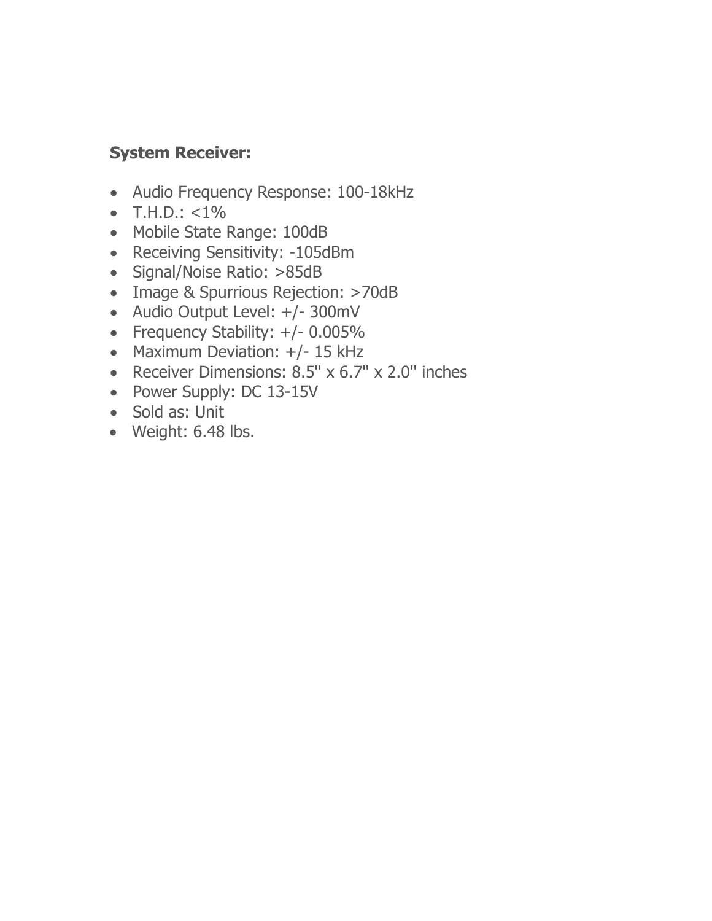**System Receiver:**

- Audio Frequency Response: 100-18kHz
- T.H.D.: <1%
- Mobile State Range: 100dB
- Receiving Sensitivity: -105dBm
- Signal/Noise Ratio: >85dB
- Image & Spurrious Rejection: >70dB
- Audio Output Level: +/- 300mV
- Frequency Stability: +/- 0.005%
- Maximum Deviation: +/- 15 kHz
- Receiver Dimensions: 8.5" x 6.7" x 2.0" inches
- Power Supply: DC 13-15V
- Sold as: Unit
- Weight: 6.48 lbs.